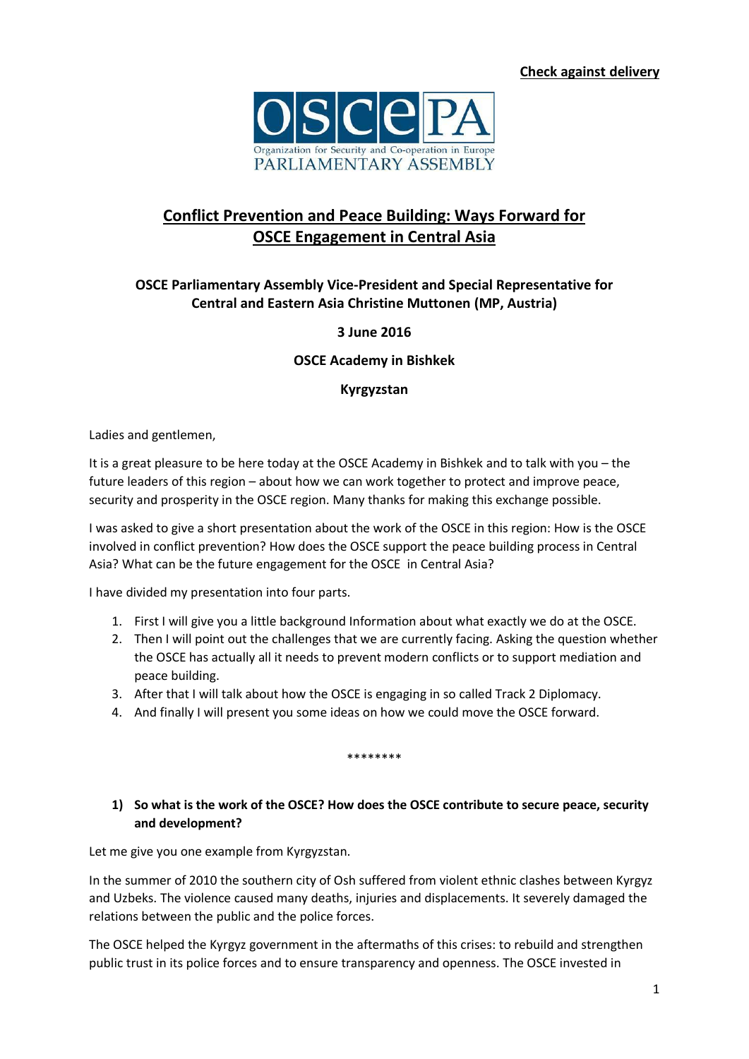**Check against delivery**

OSCE PA

Organization for Security and Co-operation in Europe
PARLIAMENTARY ASSEMBLY

# Conflict Prevention and Peace Building: Ways Forward for OSCE Engagement in Central Asia

**OSCE Parliamentary Assembly Vice-President and Special Representative for Central and Eastern Asia Christine Muttonen (MP, Austria)**

**3 June 2016**

**OSCE Academy in Bishkek**

**Kyrgyzstan**

Ladies and gentlemen,

It is a great pleasure to be here today at the OSCE Academy in Bishkek and to talk with you – the future leaders of this region – about how we can work together to protect and improve peace, security and prosperity in the OSCE region. Many thanks for making this exchange possible.

I was asked to give a short presentation about the work of the OSCE in this region: How is the OSCE involved in conflict prevention? How does the OSCE support the peace building process in Central Asia? What can be the future engagement for the OSCE in Central Asia?

I have divided my presentation into four parts.

1. First I will give you a little background Information about what exactly we do at the OSCE.
2. Then I will point out the challenges that we are currently facing. Asking the question whether the OSCE has actually all it needs to prevent modern conflicts or to support mediation and peace building.
3. After that I will talk about how the OSCE is engaging in so called Track 2 Diplomacy.
4. And finally I will present you some ideas on how we could move the OSCE forward.

********

**1) So what is the work of the OSCE? How does the OSCE contribute to secure peace, security and development?**

Let me give you one example from Kyrgyzstan.

In the summer of 2010 the southern city of Osh suffered from violent ethnic clashes between Kyrgyz and Uzbeks. The violence caused many deaths, injuries and displacements. It severely damaged the relations between the public and the police forces.

The OSCE helped the Kyrgyz government in the aftermaths of this crises: to rebuild and strengthen public trust in its police forces and to ensure transparency and openness. The OSCE invested in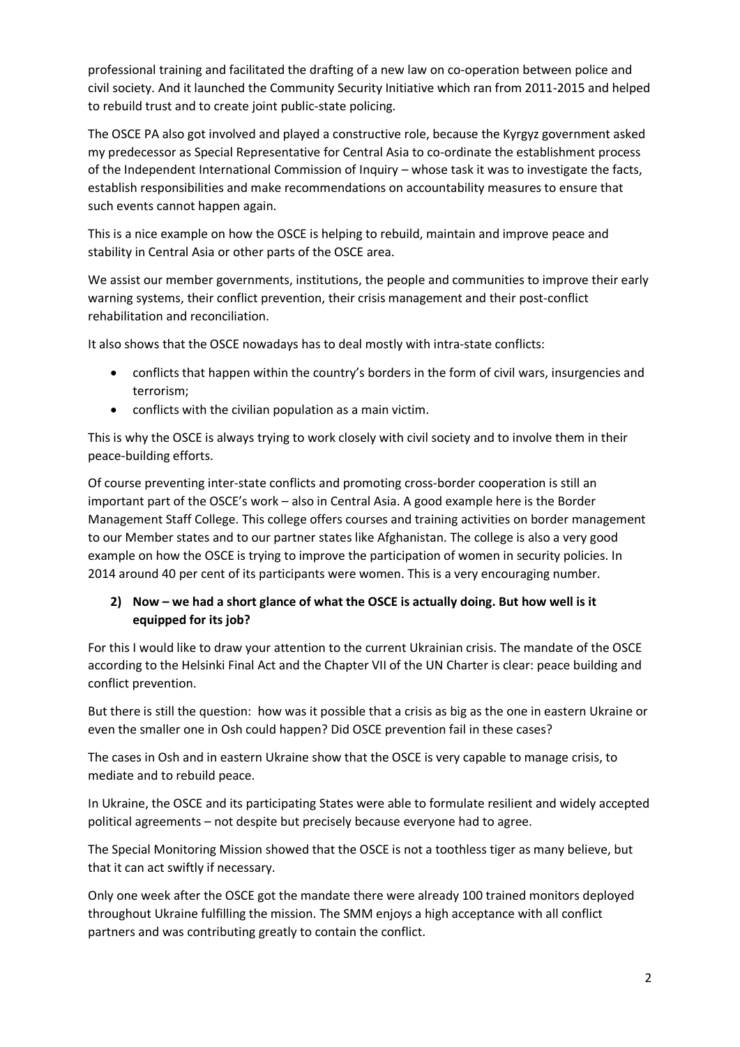professional training and facilitated the drafting of a new law on co-operation between police and civil society. And it launched the Community Security Initiative which ran from 2011-2015 and helped to rebuild trust and to create joint public-state policing.

The OSCE PA also got involved and played a constructive role, because the Kyrgyz government asked my predecessor as Special Representative for Central Asia to co-ordinate the establishment process of the Independent International Commission of Inquiry – whose task it was to investigate the facts, establish responsibilities and make recommendations on accountability measures to ensure that such events cannot happen again.

This is a nice example on how the OSCE is helping to rebuild, maintain and improve peace and stability in Central Asia or other parts of the OSCE area.

We assist our member governments, institutions, the people and communities to improve their early warning systems, their conflict prevention, their crisis management and their post-conflict rehabilitation and reconciliation.

It also shows that the OSCE nowadays has to deal mostly with intra-state conflicts:

- conflicts that happen within the country's borders in the form of civil wars, insurgencies and terrorism;
- conflicts with the civilian population as a main victim.

This is why the OSCE is always trying to work closely with civil society and to involve them in their peace-building efforts.

Of course preventing inter-state conflicts and promoting cross-border cooperation is still an important part of the OSCE's work – also in Central Asia. A good example here is the Border Management Staff College. This college offers courses and training activities on border management to our Member states and to our partner states like Afghanistan. The college is also a very good example on how the OSCE is trying to improve the participation of women in security policies. In 2014 around 40 per cent of its participants were women. This is a very encouraging number.

**2) Now – we had a short glance of what the OSCE is actually doing. But how well is it equipped for its job?**

For this I would like to draw your attention to the current Ukrainian crisis. The mandate of the OSCE according to the Helsinki Final Act and the Chapter VII of the UN Charter is clear: peace building and conflict prevention.

But there is still the question: how was it possible that a crisis as big as the one in eastern Ukraine or even the smaller one in Osh could happen? Did OSCE prevention fail in these cases?

The cases in Osh and in eastern Ukraine show that the OSCE is very capable to manage crisis, to mediate and to rebuild peace.

In Ukraine, the OSCE and its participating States were able to formulate resilient and widely accepted political agreements – not despite but precisely because everyone had to agree.

The Special Monitoring Mission showed that the OSCE is not a toothless tiger as many believe, but that it can act swiftly if necessary.

Only one week after the OSCE got the mandate there were already 100 trained monitors deployed throughout Ukraine fulfilling the mission. The SMM enjoys a high acceptance with all conflict partners and was contributing greatly to contain the conflict.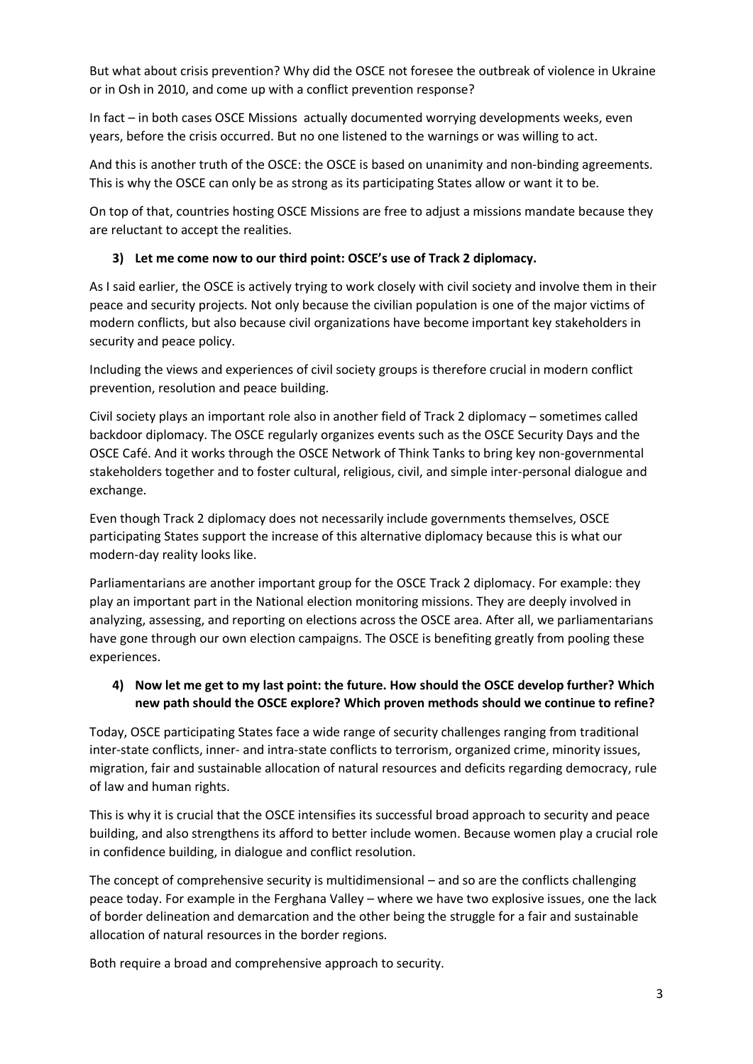But what about crisis prevention? Why did the OSCE not foresee the outbreak of violence in Ukraine or in Osh in 2010, and come up with a conflict prevention response?

In fact – in both cases OSCE Missions actually documented worrying developments weeks, even years, before the crisis occurred. But no one listened to the warnings or was willing to act.

And this is another truth of the OSCE: the OSCE is based on unanimity and non-binding agreements. This is why the OSCE can only be as strong as its participating States allow or want it to be.

On top of that, countries hosting OSCE Missions are free to adjust a missions mandate because they are reluctant to accept the realities.

3) **Let me come now to our third point: OSCE's use of Track 2 diplomacy.**

As I said earlier, the OSCE is actively trying to work closely with civil society and involve them in their peace and security projects. Not only because the civilian population is one of the major victims of modern conflicts, but also because civil organizations have become important key stakeholders in security and peace policy.

Including the views and experiences of civil society groups is therefore crucial in modern conflict prevention, resolution and peace building.

Civil society plays an important role also in another field of Track 2 diplomacy – sometimes called backdoor diplomacy. The OSCE regularly organizes events such as the OSCE Security Days and the OSCE Café. And it works through the OSCE Network of Think Tanks to bring key non-governmental stakeholders together and to foster cultural, religious, civil, and simple inter-personal dialogue and exchange.

Even though Track 2 diplomacy does not necessarily include governments themselves, OSCE participating States support the increase of this alternative diplomacy because this is what our modern-day reality looks like.

Parliamentarians are another important group for the OSCE Track 2 diplomacy. For example: they play an important part in the National election monitoring missions. They are deeply involved in analyzing, assessing, and reporting on elections across the OSCE area. After all, we parliamentarians have gone through our own election campaigns. The OSCE is benefiting greatly from pooling these experiences.

4) **Now let me get to my last point: the future. How should the OSCE develop further? Which new path should the OSCE explore? Which proven methods should we continue to refine?**

Today, OSCE participating States face a wide range of security challenges ranging from traditional inter-state conflicts, inner- and intra-state conflicts to terrorism, organized crime, minority issues, migration, fair and sustainable allocation of natural resources and deficits regarding democracy, rule of law and human rights.

This is why it is crucial that the OSCE intensifies its successful broad approach to security and peace building, and also strengthens its afford to better include women. Because women play a crucial role in confidence building, in dialogue and conflict resolution.

The concept of comprehensive security is multidimensional – and so are the conflicts challenging peace today. For example in the Ferghana Valley – where we have two explosive issues, one the lack of border delineation and demarcation and the other being the struggle for a fair and sustainable allocation of natural resources in the border regions.

Both require a broad and comprehensive approach to security.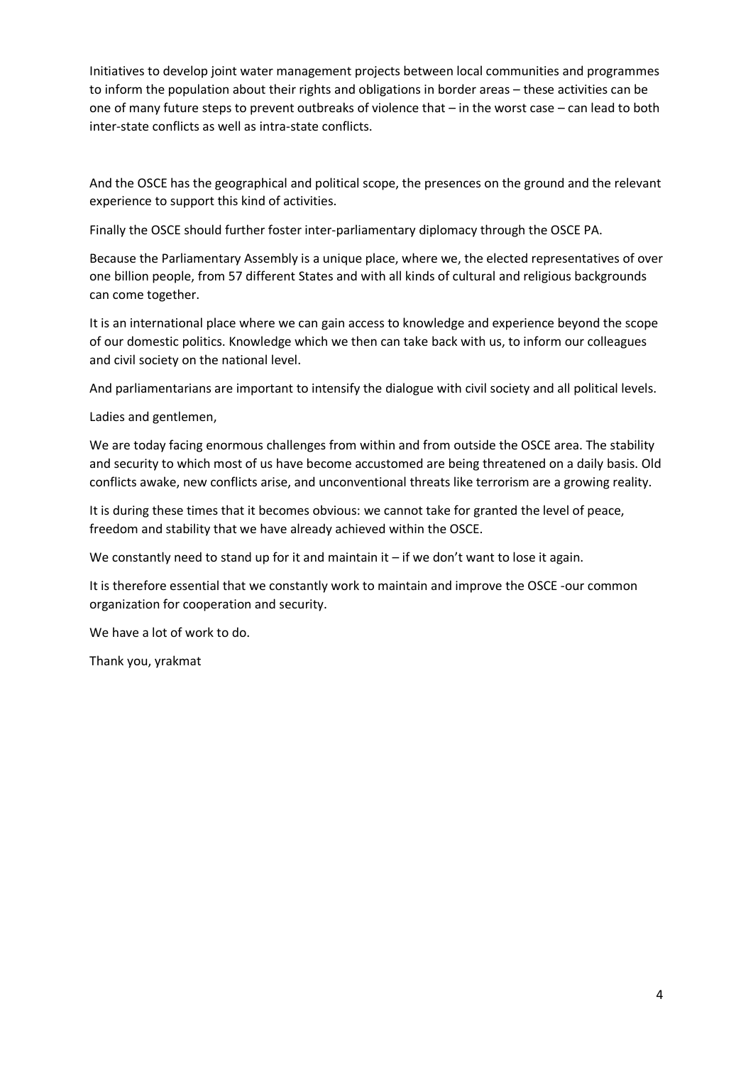Initiatives to develop joint water management projects between local communities and programmes to inform the population about their rights and obligations in border areas – these activities can be one of many future steps to prevent outbreaks of violence that – in the worst case – can lead to both inter-state conflicts as well as intra-state conflicts.

And the OSCE has the geographical and political scope, the presences on the ground and the relevant experience to support this kind of activities.

Finally the OSCE should further foster inter-parliamentary diplomacy through the OSCE PA.

Because the Parliamentary Assembly is a unique place, where we, the elected representatives of over one billion people, from 57 different States and with all kinds of cultural and religious backgrounds can come together.

It is an international place where we can gain access to knowledge and experience beyond the scope of our domestic politics. Knowledge which we then can take back with us, to inform our colleagues and civil society on the national level.

And parliamentarians are important to intensify the dialogue with civil society and all political levels.

Ladies and gentlemen,

We are today facing enormous challenges from within and from outside the OSCE area. The stability and security to which most of us have become accustomed are being threatened on a daily basis. Old conflicts awake, new conflicts arise, and unconventional threats like terrorism are a growing reality.

It is during these times that it becomes obvious: we cannot take for granted the level of peace, freedom and stability that we have already achieved within the OSCE.

We constantly need to stand up for it and maintain it – if we don't want to lose it again.

It is therefore essential that we constantly work to maintain and improve the OSCE -our common organization for cooperation and security.

We have a lot of work to do.

Thank you, yrakmat